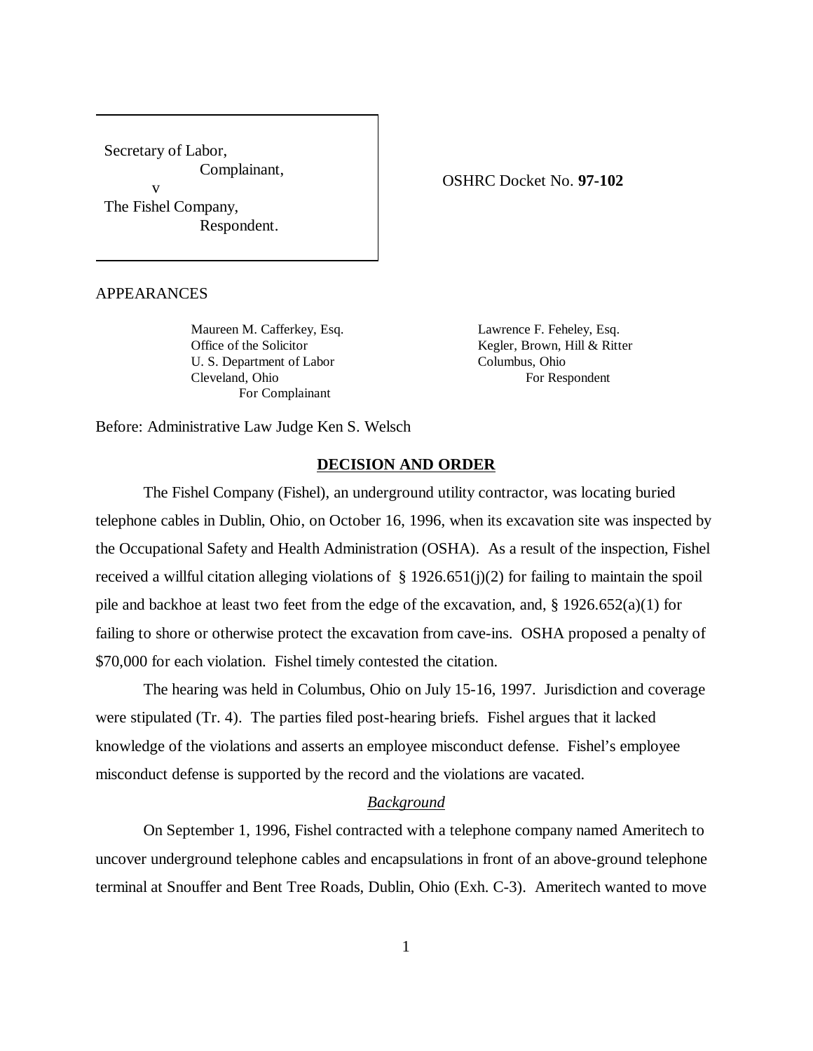Secretary of Labor,
Complainant,
v
The Fishel Company,
Respondent.

OSHRC Docket No. **97-102**

APPEARANCES

Maureen M. Cafferkey, Esq.
Office of the Solicitor
U. S. Department of Labor
Cleveland, Ohio
For Complainant

Lawrence F. Feheley, Esq.
Kegler, Brown, Hill & Ritter
Columbus, Ohio
For Respondent

Before: Administrative Law Judge Ken S. Welsch

## **DECISION AND ORDER**

The Fishel Company (Fishel), an underground utility contractor, was locating buried telephone cables in Dublin, Ohio, on October 16, 1996, when its excavation site was inspected by the Occupational Safety and Health Administration (OSHA). As a result of the inspection, Fishel received a willful citation alleging violations of § 1926.651(j)(2) for failing to maintain the spoil pile and backhoe at least two feet from the edge of the excavation, and, § 1926.652(a)(1) for failing to shore or otherwise protect the excavation from cave-ins. OSHA proposed a penalty of $70,000 for each violation. Fishel timely contested the citation.

The hearing was held in Columbus, Ohio on July 15-16, 1997. Jurisdiction and coverage were stipulated (Tr. 4). The parties filed post-hearing briefs. Fishel argues that it lacked knowledge of the violations and asserts an employee misconduct defense. Fishel's employee misconduct defense is supported by the record and the violations are vacated.

*Background*

On September 1, 1996, Fishel contracted with a telephone company named Ameritech to uncover underground telephone cables and encapsulations in front of an above-ground telephone terminal at Snouffer and Bent Tree Roads, Dublin, Ohio (Exh. C-3). Ameritech wanted to move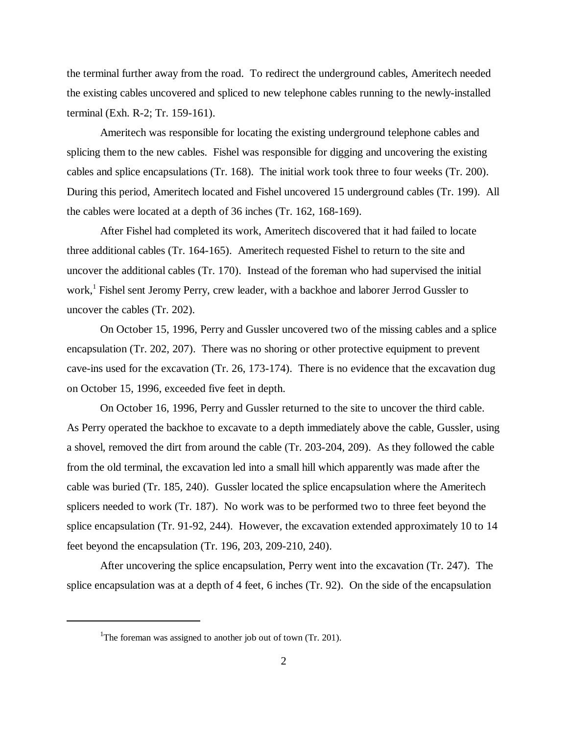the terminal further away from the road. To redirect the underground cables, Ameritech needed the existing cables uncovered and spliced to new telephone cables running to the newly-installed terminal (Exh. R-2; Tr. 159-161).

Ameritech was responsible for locating the existing underground telephone cables and splicing them to the new cables. Fishel was responsible for digging and uncovering the existing cables and splice encapsulations (Tr. 168). The initial work took three to four weeks (Tr. 200). During this period, Ameritech located and Fishel uncovered 15 underground cables (Tr. 199). All the cables were located at a depth of 36 inches (Tr. 162, 168-169).

After Fishel had completed its work, Ameritech discovered that it had failed to locate three additional cables (Tr. 164-165). Ameritech requested Fishel to return to the site and uncover the additional cables (Tr. 170). Instead of the foreman who had supervised the initial work,[1] Fishel sent Jeromy Perry, crew leader, with a backhoe and laborer Jerrod Gussler to uncover the cables (Tr. 202).

On October 15, 1996, Perry and Gussler uncovered two of the missing cables and a splice encapsulation (Tr. 202, 207). There was no shoring or other protective equipment to prevent cave-ins used for the excavation (Tr. 26, 173-174). There is no evidence that the excavation dug on October 15, 1996, exceeded five feet in depth.

On October 16, 1996, Perry and Gussler returned to the site to uncover the third cable. As Perry operated the backhoe to excavate to a depth immediately above the cable, Gussler, using a shovel, removed the dirt from around the cable (Tr. 203-204, 209). As they followed the cable from the old terminal, the excavation led into a small hill which apparently was made after the cable was buried (Tr. 185, 240). Gussler located the splice encapsulation where the Ameritech splicers needed to work (Tr. 187). No work was to be performed two to three feet beyond the splice encapsulation (Tr. 91-92, 244). However, the excavation extended approximately 10 to 14 feet beyond the encapsulation (Tr. 196, 203, 209-210, 240).

After uncovering the splice encapsulation, Perry went into the excavation (Tr. 247). The splice encapsulation was at a depth of 4 feet, 6 inches (Tr. 92). On the side of the encapsulation

[1] The foreman was assigned to another job out of town (Tr. 201).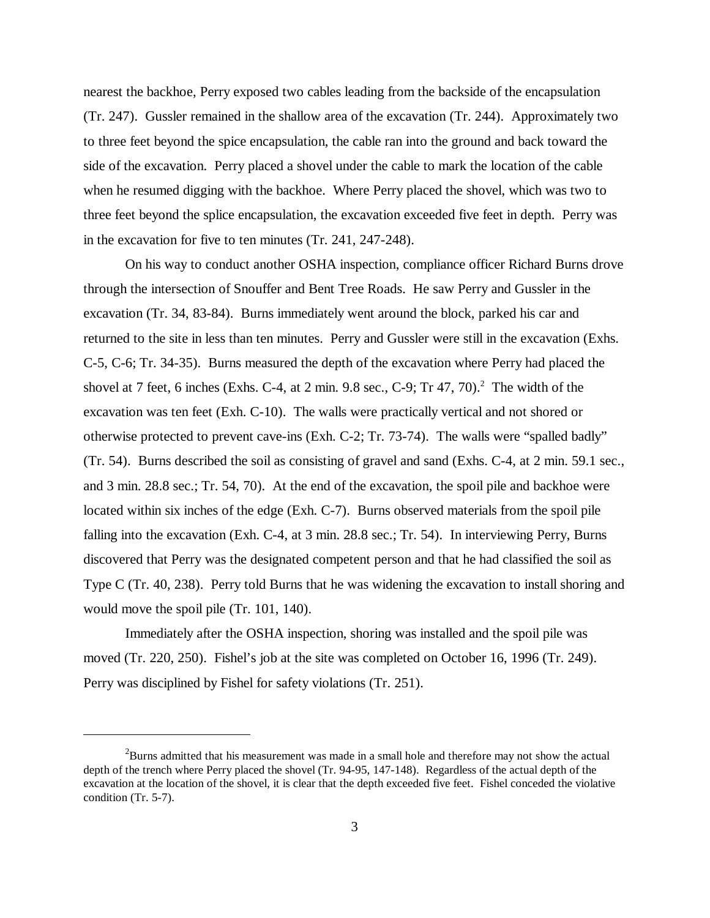nearest the backhoe, Perry exposed two cables leading from the backside of the encapsulation (Tr. 247). Gussler remained in the shallow area of the excavation (Tr. 244). Approximately two to three feet beyond the spice encapsulation, the cable ran into the ground and back toward the side of the excavation. Perry placed a shovel under the cable to mark the location of the cable when he resumed digging with the backhoe. Where Perry placed the shovel, which was two to three feet beyond the splice encapsulation, the excavation exceeded five feet in depth. Perry was in the excavation for five to ten minutes (Tr. 241, 247-248).

On his way to conduct another OSHA inspection, compliance officer Richard Burns drove through the intersection of Snouffer and Bent Tree Roads. He saw Perry and Gussler in the excavation (Tr. 34, 83-84). Burns immediately went around the block, parked his car and returned to the site in less than ten minutes. Perry and Gussler were still in the excavation (Exhs. C-5, C-6; Tr. 34-35). Burns measured the depth of the excavation where Perry had placed the shovel at 7 feet, 6 inches (Exhs. C-4, at 2 min. 9.8 sec., C-9; Tr 47, 70).[2] The width of the excavation was ten feet (Exh. C-10). The walls were practically vertical and not shored or otherwise protected to prevent cave-ins (Exh. C-2; Tr. 73-74). The walls were "spalled badly" (Tr. 54). Burns described the soil as consisting of gravel and sand (Exhs. C-4, at 2 min. 59.1 sec., and 3 min. 28.8 sec.; Tr. 54, 70). At the end of the excavation, the spoil pile and backhoe were located within six inches of the edge (Exh. C-7). Burns observed materials from the spoil pile falling into the excavation (Exh. C-4, at 3 min. 28.8 sec.; Tr. 54). In interviewing Perry, Burns discovered that Perry was the designated competent person and that he had classified the soil as Type C (Tr. 40, 238). Perry told Burns that he was widening the excavation to install shoring and would move the spoil pile (Tr. 101, 140).

Immediately after the OSHA inspection, shoring was installed and the spoil pile was moved (Tr. 220, 250). Fishel's job at the site was completed on October 16, 1996 (Tr. 249). Perry was disciplined by Fishel for safety violations (Tr. 251).

---

[2] Burns admitted that his measurement was made in a small hole and therefore may not show the actual depth of the trench where Perry placed the shovel (Tr. 94-95, 147-148). Regardless of the actual depth of the excavation at the location of the shovel, it is clear that the depth exceeded five feet. Fishel conceded the violative condition (Tr. 5-7).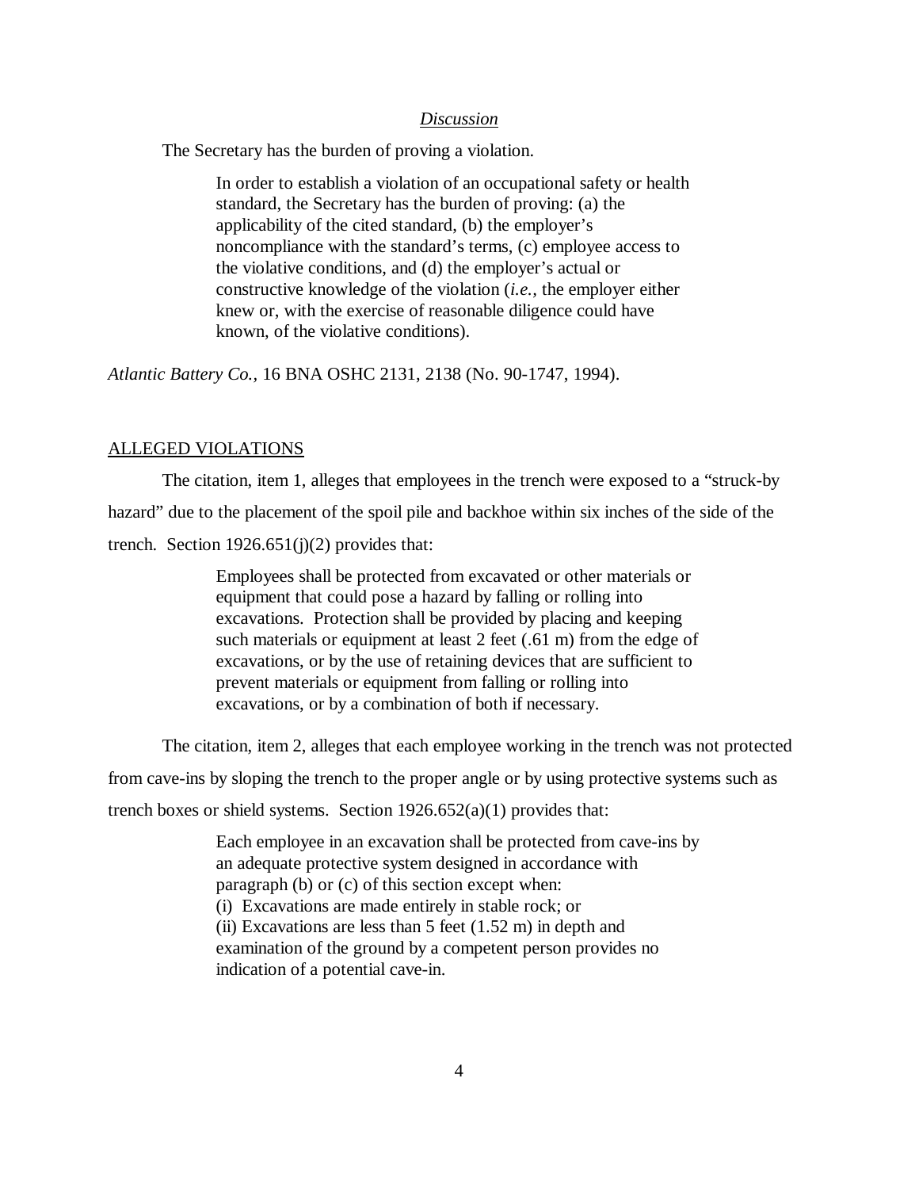*Discussion*

The Secretary has the burden of proving a violation.

> In order to establish a violation of an occupational safety or health standard, the Secretary has the burden of proving: (a) the applicability of the cited standard, (b) the employer's noncompliance with the standard's terms, (c) employee access to the violative conditions, and (d) the employer's actual or constructive knowledge of the violation (*i.e.*, the employer either knew or, with the exercise of reasonable diligence could have known, of the violative conditions).

*Atlantic Battery Co.*, 16 BNA OSHC 2131, 2138 (No. 90-1747, 1994).

ALLEGED VIOLATIONS

The citation, item 1, alleges that employees in the trench were exposed to a "struck-by hazard" due to the placement of the spoil pile and backhoe within six inches of the side of the trench. Section 1926.651(j)(2) provides that:

> Employees shall be protected from excavated or other materials or equipment that could pose a hazard by falling or rolling into excavations. Protection shall be provided by placing and keeping such materials or equipment at least 2 feet (.61 m) from the edge of excavations, or by the use of retaining devices that are sufficient to prevent materials or equipment from falling or rolling into excavations, or by a combination of both if necessary.

The citation, item 2, alleges that each employee working in the trench was not protected from cave-ins by sloping the trench to the proper angle or by using protective systems such as trench boxes or shield systems. Section 1926.652(a)(1) provides that:

> Each employee in an excavation shall be protected from cave-ins by an adequate protective system designed in accordance with paragraph (b) or (c) of this section except when:
> (i) Excavations are made entirely in stable rock; or
> (ii) Excavations are less than 5 feet (1.52 m) in depth and examination of the ground by a competent person provides no indication of a potential cave-in.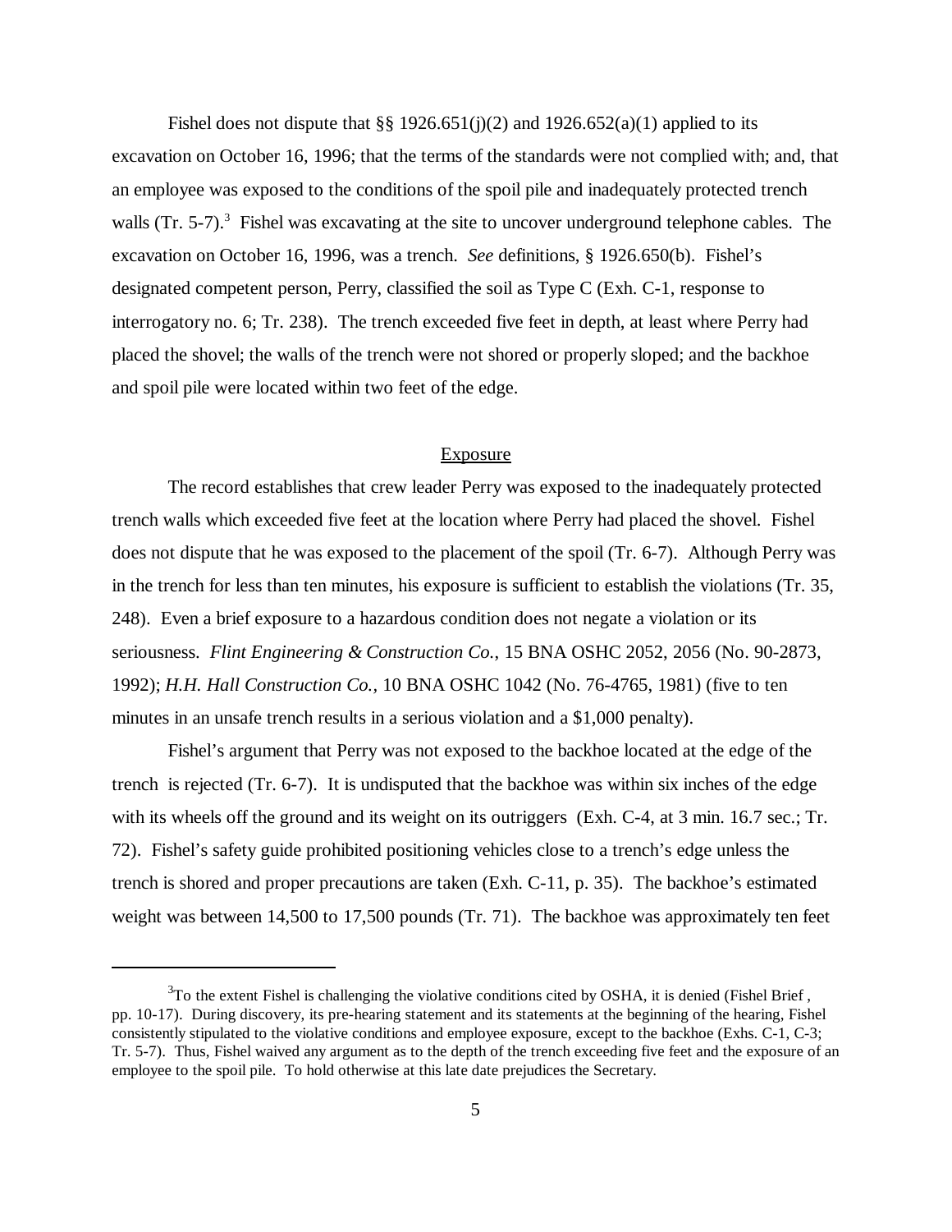Fishel does not dispute that §§ 1926.651(j)(2) and 1926.652(a)(1) applied to its excavation on October 16, 1996; that the terms of the standards were not complied with; and, that an employee was exposed to the conditions of the spoil pile and inadequately protected trench walls (Tr. 5-7).[3] Fishel was excavating at the site to uncover underground telephone cables. The excavation on October 16, 1996, was a trench. *See* definitions, § 1926.650(b). Fishel's designated competent person, Perry, classified the soil as Type C (Exh. C-1, response to interrogatory no. 6; Tr. 238). The trench exceeded five feet in depth, at least where Perry had placed the shovel; the walls of the trench were not shored or properly sloped; and the backhoe and spoil pile were located within two feet of the edge.

## Exposure

The record establishes that crew leader Perry was exposed to the inadequately protected trench walls which exceeded five feet at the location where Perry had placed the shovel. Fishel does not dispute that he was exposed to the placement of the spoil (Tr. 6-7). Although Perry was in the trench for less than ten minutes, his exposure is sufficient to establish the violations (Tr. 35, 248). Even a brief exposure to a hazardous condition does not negate a violation or its seriousness. *Flint Engineering & Construction Co.*, 15 BNA OSHC 2052, 2056 (No. 90-2873, 1992); *H.H. Hall Construction Co.*, 10 BNA OSHC 1042 (No. 76-4765, 1981) (five to ten minutes in an unsafe trench results in a serious violation and a $1,000 penalty).

Fishel's argument that Perry was not exposed to the backhoe located at the edge of the trench is rejected (Tr. 6-7). It is undisputed that the backhoe was within six inches of the edge with its wheels off the ground and its weight on its outriggers (Exh. C-4, at 3 min. 16.7 sec.; Tr. 72). Fishel's safety guide prohibited positioning vehicles close to a trench's edge unless the trench is shored and proper precautions are taken (Exh. C-11, p. 35). The backhoe's estimated weight was between 14,500 to 17,500 pounds (Tr. 71). The backhoe was approximately ten feet

---

[3] To the extent Fishel is challenging the violative conditions cited by OSHA, it is denied (Fishel Brief, pp. 10-17). During discovery, its pre-hearing statement and its statements at the beginning of the hearing, Fishel consistently stipulated to the violative conditions and employee exposure, except to the backhoe (Exhs. C-1, C-3; Tr. 5-7). Thus, Fishel waived any argument as to the depth of the trench exceeding five feet and the exposure of an employee to the spoil pile. To hold otherwise at this late date prejudices the Secretary.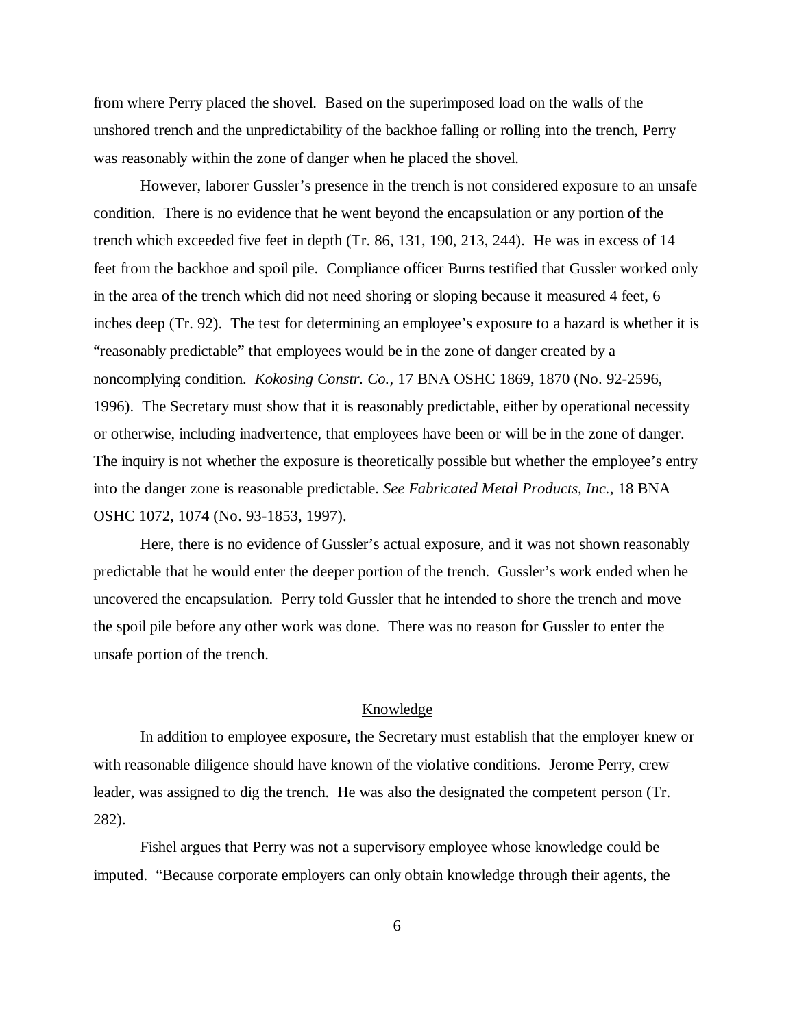from where Perry placed the shovel. Based on the superimposed load on the walls of the unshored trench and the unpredictability of the backhoe falling or rolling into the trench, Perry was reasonably within the zone of danger when he placed the shovel.

However, laborer Gussler's presence in the trench is not considered exposure to an unsafe condition. There is no evidence that he went beyond the encapsulation or any portion of the trench which exceeded five feet in depth (Tr. 86, 131, 190, 213, 244). He was in excess of 14 feet from the backhoe and spoil pile. Compliance officer Burns testified that Gussler worked only in the area of the trench which did not need shoring or sloping because it measured 4 feet, 6 inches deep (Tr. 92). The test for determining an employee's exposure to a hazard is whether it is "reasonably predictable" that employees would be in the zone of danger created by a noncomplying condition. *Kokosing Constr. Co.*, 17 BNA OSHC 1869, 1870 (No. 92-2596, 1996). The Secretary must show that it is reasonably predictable, either by operational necessity or otherwise, including inadvertence, that employees have been or will be in the zone of danger. The inquiry is not whether the exposure is theoretically possible but whether the employee's entry into the danger zone is reasonable predictable. *See Fabricated Metal Products, Inc.*, 18 BNA OSHC 1072, 1074 (No. 93-1853, 1997).

Here, there is no evidence of Gussler's actual exposure, and it was not shown reasonably predictable that he would enter the deeper portion of the trench. Gussler's work ended when he uncovered the encapsulation. Perry told Gussler that he intended to shore the trench and move the spoil pile before any other work was done. There was no reason for Gussler to enter the unsafe portion of the trench.

## Knowledge

In addition to employee exposure, the Secretary must establish that the employer knew or with reasonable diligence should have known of the violative conditions. Jerome Perry, crew leader, was assigned to dig the trench. He was also the designated the competent person (Tr. 282).

Fishel argues that Perry was not a supervisory employee whose knowledge could be imputed. "Because corporate employers can only obtain knowledge through their agents, the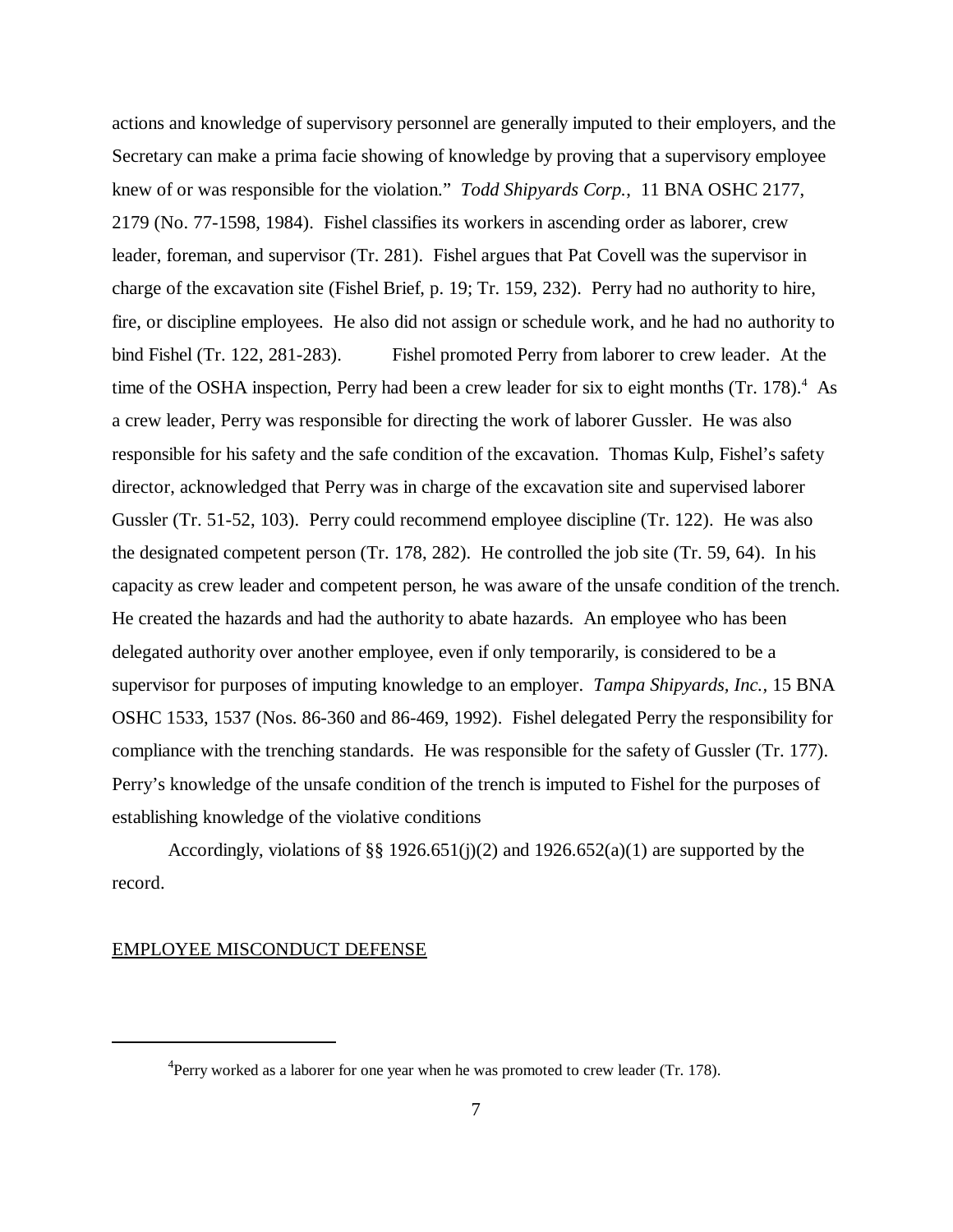actions and knowledge of supervisory personnel are generally imputed to their employers, and the Secretary can make a prima facie showing of knowledge by proving that a supervisory employee knew of or was responsible for the violation." *Todd Shipyards Corp.,* 11 BNA OSHC 2177, 2179 (No. 77-1598, 1984). Fishel classifies its workers in ascending order as laborer, crew leader, foreman, and supervisor (Tr. 281). Fishel argues that Pat Covell was the supervisor in charge of the excavation site (Fishel Brief, p. 19; Tr. 159, 232). Perry had no authority to hire, fire, or discipline employees. He also did not assign or schedule work, and he had no authority to bind Fishel (Tr. 122, 281-283). Fishel promoted Perry from laborer to crew leader. At the time of the OSHA inspection, Perry had been a crew leader for six to eight months (Tr. 178).[4] As a crew leader, Perry was responsible for directing the work of laborer Gussler. He was also responsible for his safety and the safe condition of the excavation. Thomas Kulp, Fishel's safety director, acknowledged that Perry was in charge of the excavation site and supervised laborer Gussler (Tr. 51-52, 103). Perry could recommend employee discipline (Tr. 122). He was also the designated competent person (Tr. 178, 282). He controlled the job site (Tr. 59, 64). In his capacity as crew leader and competent person, he was aware of the unsafe condition of the trench. He created the hazards and had the authority to abate hazards. An employee who has been delegated authority over another employee, even if only temporarily, is considered to be a supervisor for purposes of imputing knowledge to an employer. *Tampa Shipyards, Inc.,* 15 BNA OSHC 1533, 1537 (Nos. 86-360 and 86-469, 1992). Fishel delegated Perry the responsibility for compliance with the trenching standards. He was responsible for the safety of Gussler (Tr. 177). Perry's knowledge of the unsafe condition of the trench is imputed to Fishel for the purposes of establishing knowledge of the violative conditions

Accordingly, violations of §§ 1926.651(j)(2) and 1926.652(a)(1) are supported by the record.

## EMPLOYEE MISCONDUCT DEFENSE

---

[4] Perry worked as a laborer for one year when he was promoted to crew leader (Tr. 178).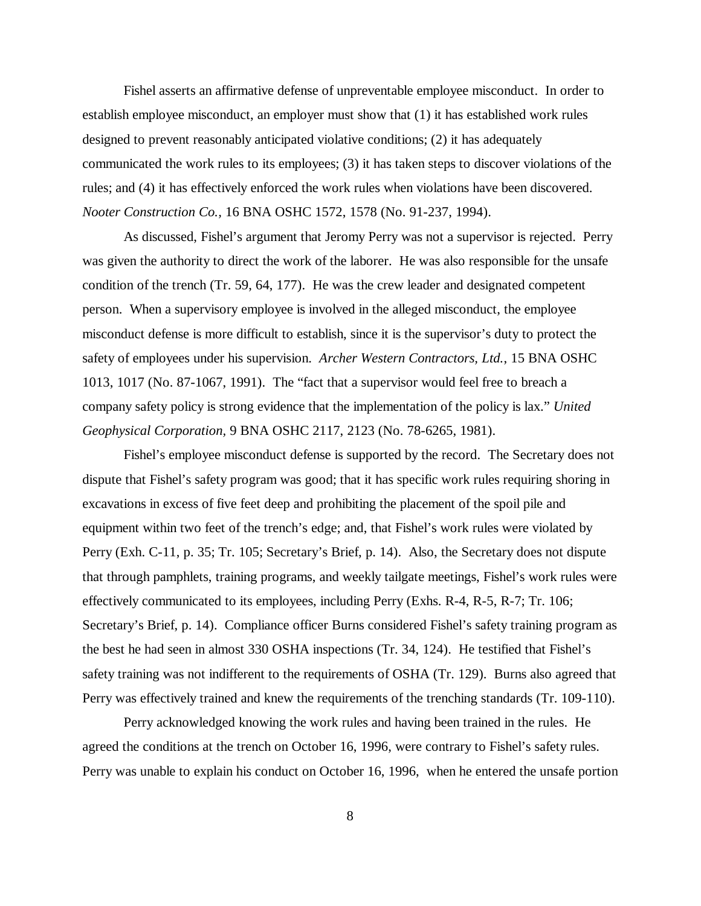Fishel asserts an affirmative defense of unpreventable employee misconduct. In order to establish employee misconduct, an employer must show that (1) it has established work rules designed to prevent reasonably anticipated violative conditions; (2) it has adequately communicated the work rules to its employees; (3) it has taken steps to discover violations of the rules; and (4) it has effectively enforced the work rules when violations have been discovered. *Nooter Construction Co.*, 16 BNA OSHC 1572, 1578 (No. 91-237, 1994).

As discussed, Fishel's argument that Jeromy Perry was not a supervisor is rejected. Perry was given the authority to direct the work of the laborer. He was also responsible for the unsafe condition of the trench (Tr. 59, 64, 177). He was the crew leader and designated competent person. When a supervisory employee is involved in the alleged misconduct, the employee misconduct defense is more difficult to establish, since it is the supervisor's duty to protect the safety of employees under his supervision. *Archer Western Contractors, Ltd.*, 15 BNA OSHC 1013, 1017 (No. 87-1067, 1991). The "fact that a supervisor would feel free to breach a company safety policy is strong evidence that the implementation of the policy is lax." *United Geophysical Corporation*, 9 BNA OSHC 2117, 2123 (No. 78-6265, 1981).

Fishel's employee misconduct defense is supported by the record. The Secretary does not dispute that Fishel's safety program was good; that it has specific work rules requiring shoring in excavations in excess of five feet deep and prohibiting the placement of the spoil pile and equipment within two feet of the trench's edge; and, that Fishel's work rules were violated by Perry (Exh. C-11, p. 35; Tr. 105; Secretary's Brief, p. 14). Also, the Secretary does not dispute that through pamphlets, training programs, and weekly tailgate meetings, Fishel's work rules were effectively communicated to its employees, including Perry (Exhs. R-4, R-5, R-7; Tr. 106; Secretary's Brief, p. 14). Compliance officer Burns considered Fishel's safety training program as the best he had seen in almost 330 OSHA inspections (Tr. 34, 124). He testified that Fishel's safety training was not indifferent to the requirements of OSHA (Tr. 129). Burns also agreed that Perry was effectively trained and knew the requirements of the trenching standards (Tr. 109-110).

Perry acknowledged knowing the work rules and having been trained in the rules. He agreed the conditions at the trench on October 16, 1996, were contrary to Fishel's safety rules. Perry was unable to explain his conduct on October 16, 1996, when he entered the unsafe portion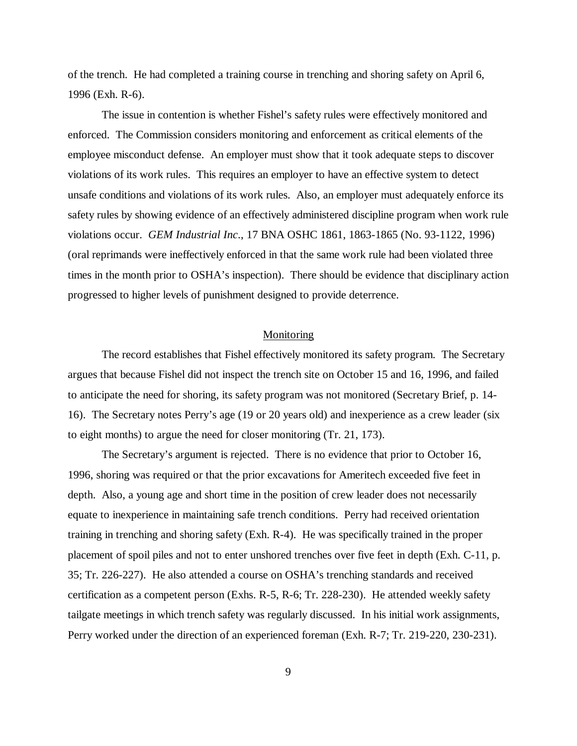of the trench. He had completed a training course in trenching and shoring safety on April 6, 1996 (Exh. R-6).

The issue in contention is whether Fishel's safety rules were effectively monitored and enforced. The Commission considers monitoring and enforcement as critical elements of the employee misconduct defense. An employer must show that it took adequate steps to discover violations of its work rules. This requires an employer to have an effective system to detect unsafe conditions and violations of its work rules. Also, an employer must adequately enforce its safety rules by showing evidence of an effectively administered discipline program when work rule violations occur. *GEM Industrial Inc*., 17 BNA OSHC 1861, 1863-1865 (No. 93-1122, 1996) (oral reprimands were ineffectively enforced in that the same work rule had been violated three times in the month prior to OSHA's inspection). There should be evidence that disciplinary action progressed to higher levels of punishment designed to provide deterrence.

## Monitoring

The record establishes that Fishel effectively monitored its safety program. The Secretary argues that because Fishel did not inspect the trench site on October 15 and 16, 1996, and failed to anticipate the need for shoring, its safety program was not monitored (Secretary Brief, p. 14-16). The Secretary notes Perry's age (19 or 20 years old) and inexperience as a crew leader (six to eight months) to argue the need for closer monitoring (Tr. 21, 173).

The Secretary's argument is rejected. There is no evidence that prior to October 16, 1996, shoring was required or that the prior excavations for Ameritech exceeded five feet in depth. Also, a young age and short time in the position of crew leader does not necessarily equate to inexperience in maintaining safe trench conditions. Perry had received orientation training in trenching and shoring safety (Exh. R-4). He was specifically trained in the proper placement of spoil piles and not to enter unshored trenches over five feet in depth (Exh. C-11, p. 35; Tr. 226-227). He also attended a course on OSHA's trenching standards and received certification as a competent person (Exhs. R-5, R-6; Tr. 228-230). He attended weekly safety tailgate meetings in which trench safety was regularly discussed. In his initial work assignments, Perry worked under the direction of an experienced foreman (Exh. R-7; Tr. 219-220, 230-231).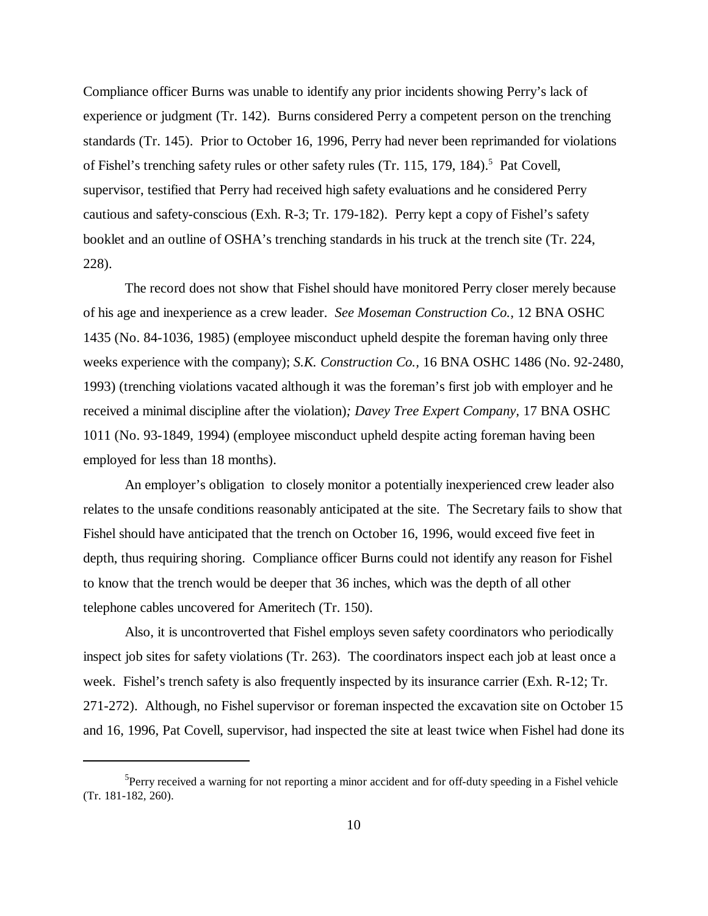Compliance officer Burns was unable to identify any prior incidents showing Perry's lack of experience or judgment (Tr. 142). Burns considered Perry a competent person on the trenching standards (Tr. 145). Prior to October 16, 1996, Perry had never been reprimanded for violations of Fishel's trenching safety rules or other safety rules (Tr. 115, 179, 184).[5] Pat Covell, supervisor, testified that Perry had received high safety evaluations and he considered Perry cautious and safety-conscious (Exh. R-3; Tr. 179-182). Perry kept a copy of Fishel's safety booklet and an outline of OSHA's trenching standards in his truck at the trench site (Tr. 224, 228).

The record does not show that Fishel should have monitored Perry closer merely because of his age and inexperience as a crew leader. *See Moseman Construction Co.*, 12 BNA OSHC 1435 (No. 84-1036, 1985) (employee misconduct upheld despite the foreman having only three weeks experience with the company); *S.K. Construction Co.*, 16 BNA OSHC 1486 (No. 92-2480, 1993) (trenching violations vacated although it was the foreman's first job with employer and he received a minimal discipline after the violation)*; Davey Tree Expert Company,* 17 BNA OSHC 1011 (No. 93-1849, 1994) (employee misconduct upheld despite acting foreman having been employed for less than 18 months).

An employer's obligation to closely monitor a potentially inexperienced crew leader also relates to the unsafe conditions reasonably anticipated at the site. The Secretary fails to show that Fishel should have anticipated that the trench on October 16, 1996, would exceed five feet in depth, thus requiring shoring. Compliance officer Burns could not identify any reason for Fishel to know that the trench would be deeper that 36 inches, which was the depth of all other telephone cables uncovered for Ameritech (Tr. 150).

Also, it is uncontroverted that Fishel employs seven safety coordinators who periodically inspect job sites for safety violations (Tr. 263). The coordinators inspect each job at least once a week. Fishel's trench safety is also frequently inspected by its insurance carrier (Exh. R-12; Tr. 271-272). Although, no Fishel supervisor or foreman inspected the excavation site on October 15 and 16, 1996, Pat Covell, supervisor, had inspected the site at least twice when Fishel had done its

---

[5] Perry received a warning for not reporting a minor accident and for off-duty speeding in a Fishel vehicle (Tr. 181-182, 260).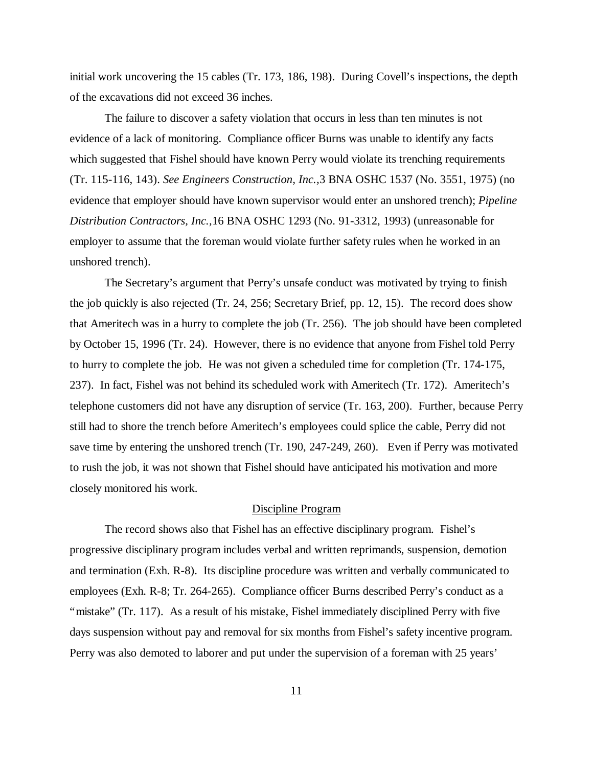initial work uncovering the 15 cables (Tr. 173, 186, 198). During Covell's inspections, the depth of the excavations did not exceed 36 inches.

The failure to discover a safety violation that occurs in less than ten minutes is not evidence of a lack of monitoring. Compliance officer Burns was unable to identify any facts which suggested that Fishel should have known Perry would violate its trenching requirements (Tr. 115-116, 143). *See Engineers Construction, Inc.,*3 BNA OSHC 1537 (No. 3551, 1975) (no evidence that employer should have known supervisor would enter an unshored trench); *Pipeline Distribution Contractors, Inc.,*16 BNA OSHC 1293 (No. 91-3312, 1993) (unreasonable for employer to assume that the foreman would violate further safety rules when he worked in an unshored trench).

The Secretary's argument that Perry's unsafe conduct was motivated by trying to finish the job quickly is also rejected (Tr. 24, 256; Secretary Brief, pp. 12, 15). The record does show that Ameritech was in a hurry to complete the job (Tr. 256). The job should have been completed by October 15, 1996 (Tr. 24). However, there is no evidence that anyone from Fishel told Perry to hurry to complete the job. He was not given a scheduled time for completion (Tr. 174-175, 237). In fact, Fishel was not behind its scheduled work with Ameritech (Tr. 172). Ameritech's telephone customers did not have any disruption of service (Tr. 163, 200). Further, because Perry still had to shore the trench before Ameritech's employees could splice the cable, Perry did not save time by entering the unshored trench (Tr. 190, 247-249, 260). Even if Perry was motivated to rush the job, it was not shown that Fishel should have anticipated his motivation and more closely monitored his work.

<u>Discipline Program</u>

The record shows also that Fishel has an effective disciplinary program. Fishel's progressive disciplinary program includes verbal and written reprimands, suspension, demotion and termination (Exh. R-8). Its discipline procedure was written and verbally communicated to employees (Exh. R-8; Tr. 264-265). Compliance officer Burns described Perry's conduct as a "mistake" (Tr. 117). As a result of his mistake, Fishel immediately disciplined Perry with five days suspension without pay and removal for six months from Fishel's safety incentive program. Perry was also demoted to laborer and put under the supervision of a foreman with 25 years'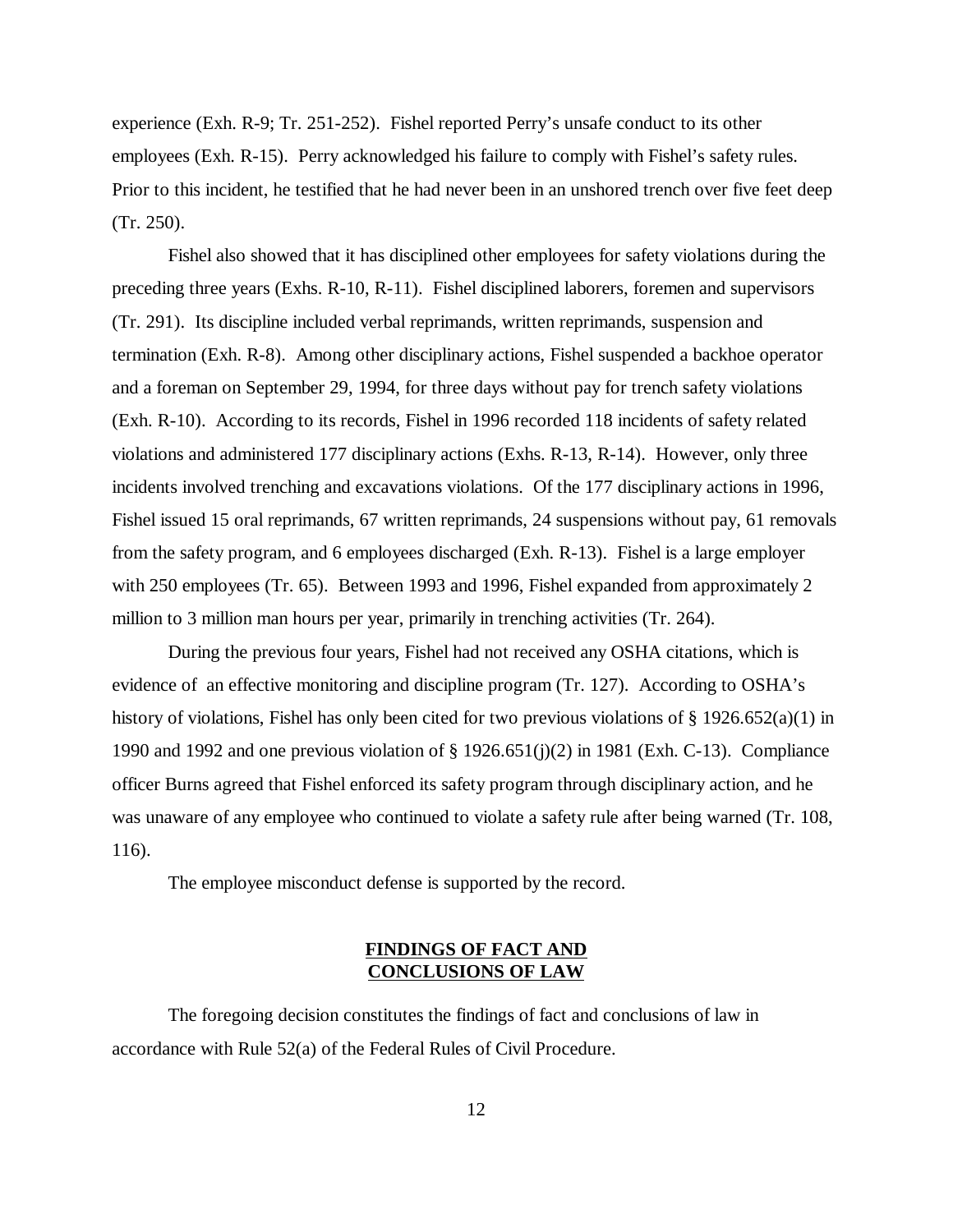experience (Exh. R-9; Tr. 251-252). Fishel reported Perry's unsafe conduct to its other employees (Exh. R-15). Perry acknowledged his failure to comply with Fishel's safety rules. Prior to this incident, he testified that he had never been in an unshored trench over five feet deep (Tr. 250).

Fishel also showed that it has disciplined other employees for safety violations during the preceding three years (Exhs. R-10, R-11). Fishel disciplined laborers, foremen and supervisors (Tr. 291). Its discipline included verbal reprimands, written reprimands, suspension and termination (Exh. R-8). Among other disciplinary actions, Fishel suspended a backhoe operator and a foreman on September 29, 1994, for three days without pay for trench safety violations (Exh. R-10). According to its records, Fishel in 1996 recorded 118 incidents of safety related violations and administered 177 disciplinary actions (Exhs. R-13, R-14). However, only three incidents involved trenching and excavations violations. Of the 177 disciplinary actions in 1996, Fishel issued 15 oral reprimands, 67 written reprimands, 24 suspensions without pay, 61 removals from the safety program, and 6 employees discharged (Exh. R-13). Fishel is a large employer with 250 employees (Tr. 65). Between 1993 and 1996, Fishel expanded from approximately 2 million to 3 million man hours per year, primarily in trenching activities (Tr. 264).

During the previous four years, Fishel had not received any OSHA citations, which is evidence of an effective monitoring and discipline program (Tr. 127). According to OSHA's history of violations, Fishel has only been cited for two previous violations of § 1926.652(a)(1) in 1990 and 1992 and one previous violation of § 1926.651(j)(2) in 1981 (Exh. C-13). Compliance officer Burns agreed that Fishel enforced its safety program through disciplinary action, and he was unaware of any employee who continued to violate a safety rule after being warned (Tr. 108, 116).

The employee misconduct defense is supported by the record.

## FINDINGS OF FACT AND CONCLUSIONS OF LAW

The foregoing decision constitutes the findings of fact and conclusions of law in accordance with Rule 52(a) of the Federal Rules of Civil Procedure.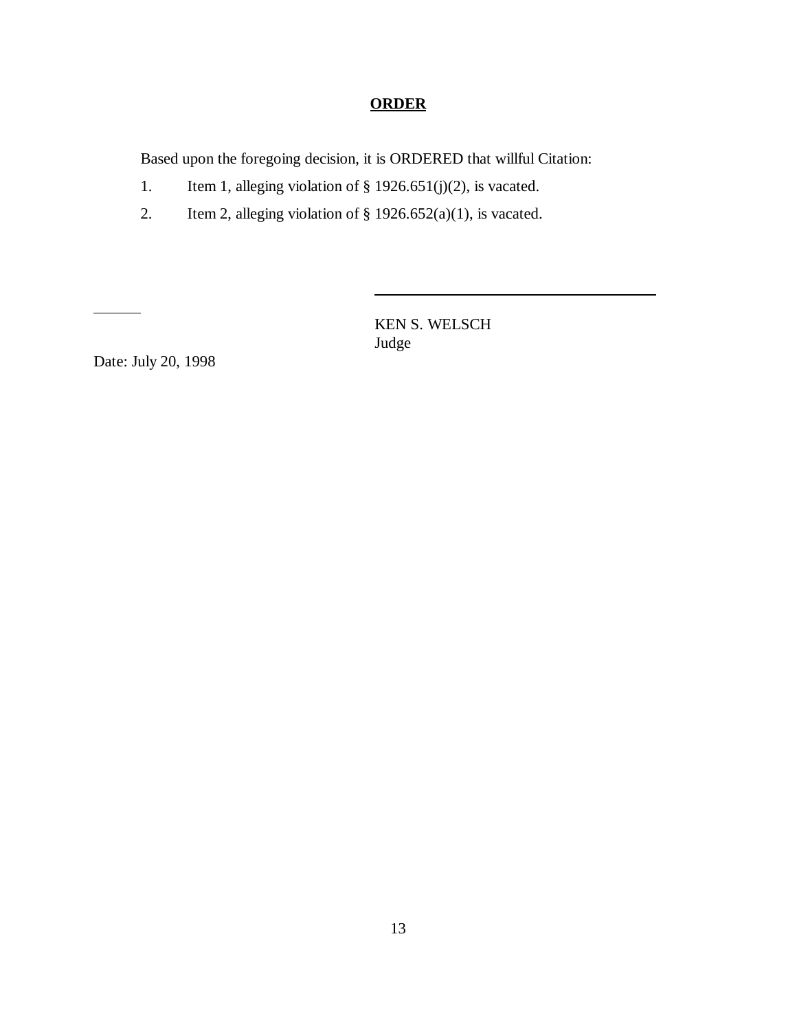## ORDER

Based upon the foregoing decision, it is ORDERED that willful Citation:

1. Item 1, alleging violation of § 1926.651(j)(2), is vacated.
2. Item 2, alleging violation of § 1926.652(a)(1), is vacated.

KEN S. WELSCH
Judge

Date: July 20, 1998